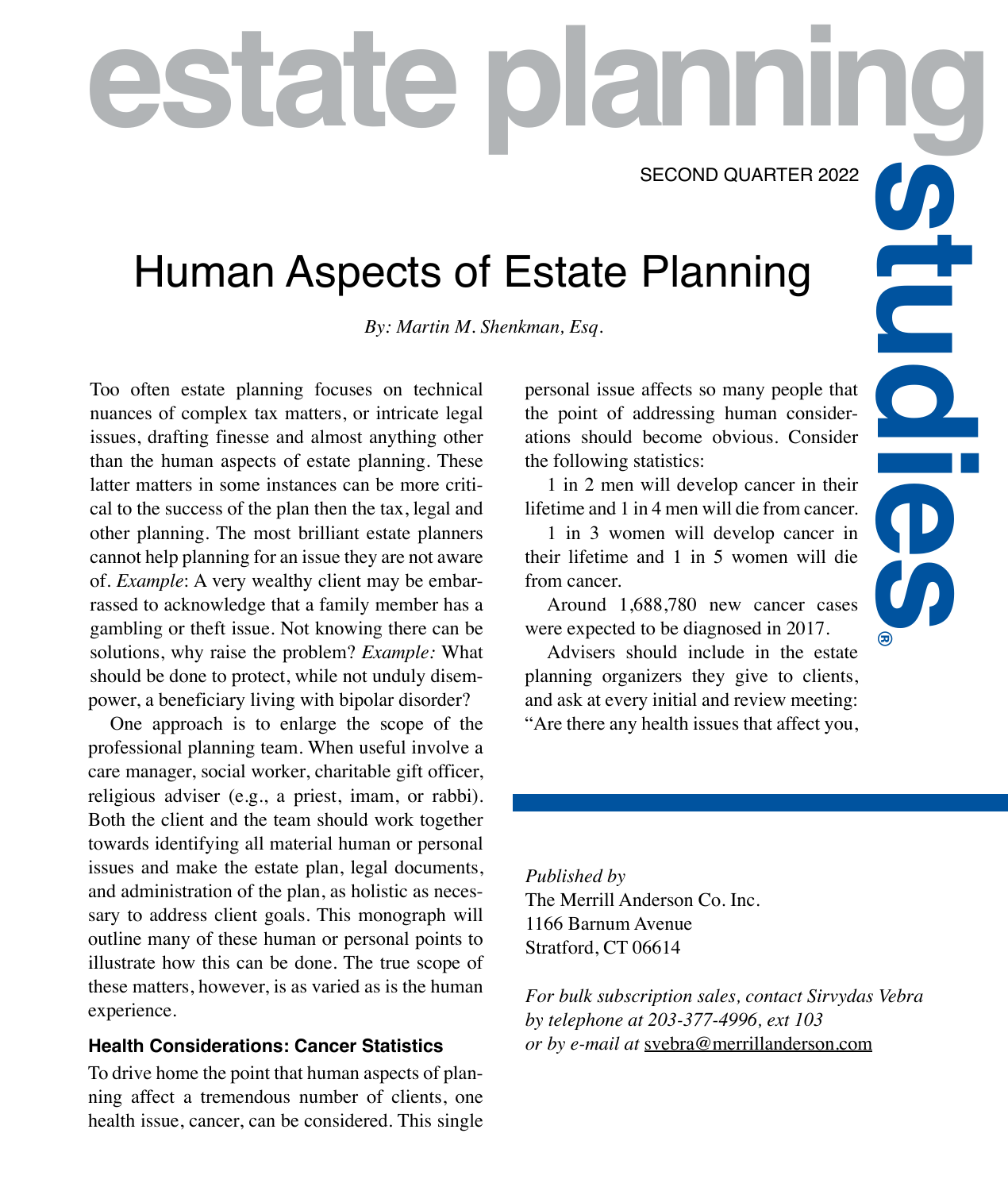# estate planning studies®

SECOND QUARTER 2022

## Human Aspects of Estate Planning

*By: Martin M. Shenkman, Esq.*

Too often estate planning focuses on technical nuances of complex tax matters, or intricate legal issues, drafting finesse and almost anything other than the human aspects of estate planning. These latter matters in some instances can be more critical to the success of the plan then the tax, legal and other planning. The most brilliant estate planners cannot help planning for an issue they are not aware of. *Example*: A very wealthy client may be embarrassed to acknowledge that a family member has a gambling or theft issue. Not knowing there can be solutions, why raise the problem? *Example:* What should be done to protect, while not unduly disempower, a beneficiary living with bipolar disorder?

One approach is to enlarge the scope of the professional planning team. When useful involve a care manager, social worker, charitable gift officer, religious adviser (e.g., a priest, imam, or rabbi). Both the client and the team should work together towards identifying all material human or personal issues and make the estate plan, legal documents, and administration of the plan, as holistic as necessary to address client goals. This monograph will outline many of these human or personal points to illustrate how this can be done. The true scope of these matters, however, is as varied as is the human experience.

### Health Considerations: Cancer Statistics

To drive home the point that human aspects of planning affect a tremendous number of clients, one health issue, cancer, can be considered. This single personal issue affects so many people that the point of addressing human considerations should become obvious. Consider the following statistics:

1 in 2 men will develop cancer in their lifetime and 1 in 4 men will die from cancer.

1 in 3 women will develop cancer in their lifetime and 1 in 5 women will die from cancer.

Around 1,688,780 new cancer cases were expected to be diagnosed in 2017.

Advisers should include in the estate planning organizers they give to clients, and ask at every initial and review meeting: "Are there any health issues that affect you,

*Published by*
The Merrill Anderson Co. Inc.
1166 Barnum Avenue
Stratford, CT 06614

*For bulk subscription sales, contact Sirvydas Vebra by telephone at 203-377-4996, ext 103 or by e-mail at* svebra@merrillanderson.com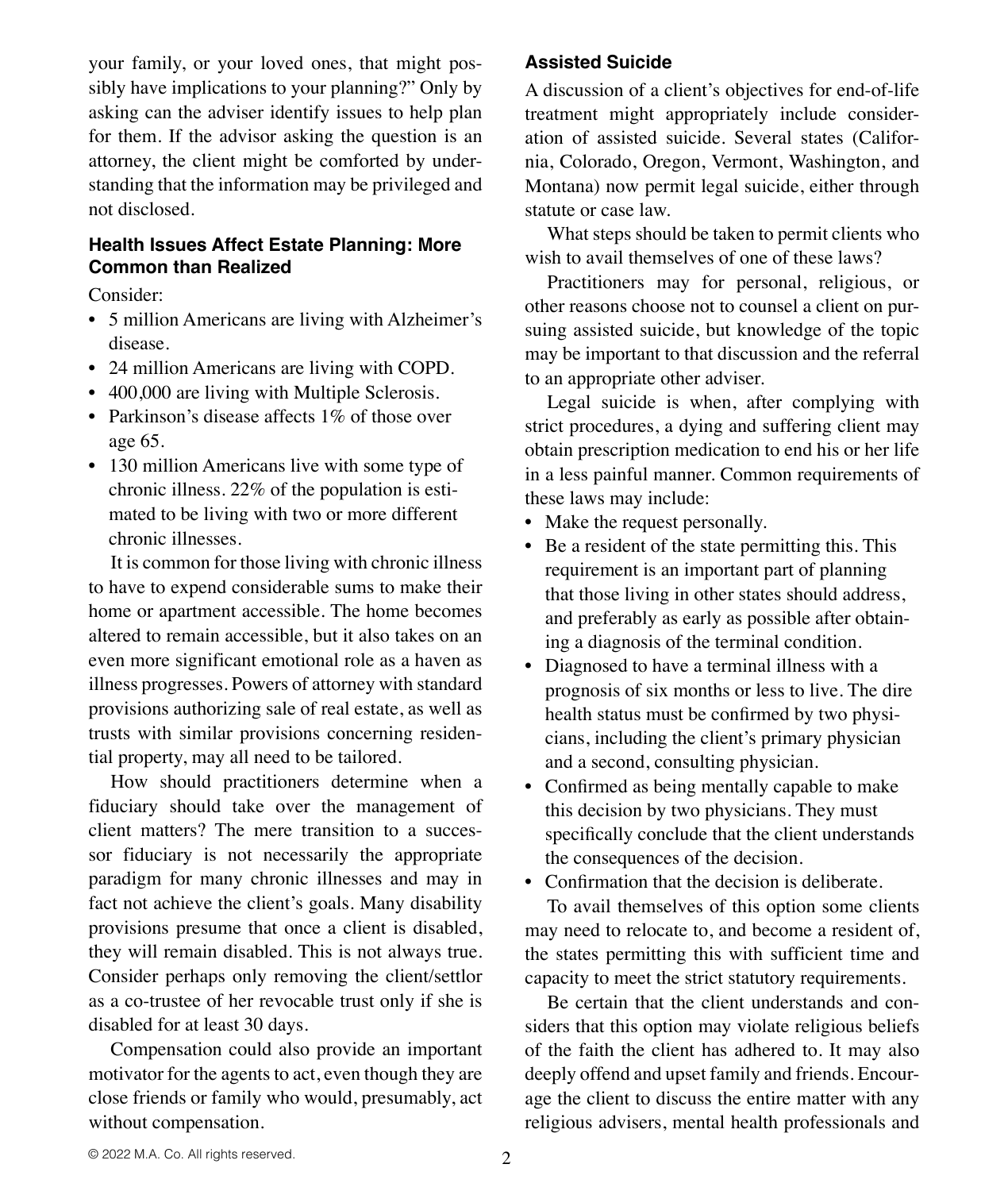your family, or your loved ones, that might possibly have implications to your planning?" Only by asking can the adviser identify issues to help plan for them. If the advisor asking the question is an attorney, the client might be comforted by understanding that the information may be privileged and not disclosed.

### Health Issues Affect Estate Planning: More Common than Realized

Consider:

- 5 million Americans are living with Alzheimer's disease.
- 24 million Americans are living with COPD.
- 400,000 are living with Multiple Sclerosis.
- Parkinson's disease affects 1% of those over age 65.
- 130 million Americans live with some type of chronic illness. 22% of the population is estimated to be living with two or more different chronic illnesses.

It is common for those living with chronic illness to have to expend considerable sums to make their home or apartment accessible. The home becomes altered to remain accessible, but it also takes on an even more significant emotional role as a haven as illness progresses. Powers of attorney with standard provisions authorizing sale of real estate, as well as trusts with similar provisions concerning residential property, may all need to be tailored.

How should practitioners determine when a fiduciary should take over the management of client matters? The mere transition to a successor fiduciary is not necessarily the appropriate paradigm for many chronic illnesses and may in fact not achieve the client's goals. Many disability provisions presume that once a client is disabled, they will remain disabled. This is not always true. Consider perhaps only removing the client/settlor as a co-trustee of her revocable trust only if she is disabled for at least 30 days.

Compensation could also provide an important motivator for the agents to act, even though they are close friends or family who would, presumably, act without compensation.

### Assisted Suicide

A discussion of a client's objectives for end-of-life treatment might appropriately include consideration of assisted suicide. Several states (California, Colorado, Oregon, Vermont, Washington, and Montana) now permit legal suicide, either through statute or case law.

What steps should be taken to permit clients who wish to avail themselves of one of these laws?

Practitioners may for personal, religious, or other reasons choose not to counsel a client on pursuing assisted suicide, but knowledge of the topic may be important to that discussion and the referral to an appropriate other adviser.

Legal suicide is when, after complying with strict procedures, a dying and suffering client may obtain prescription medication to end his or her life in a less painful manner. Common requirements of these laws may include:

- Make the request personally.
- Be a resident of the state permitting this. This requirement is an important part of planning that those living in other states should address, and preferably as early as possible after obtaining a diagnosis of the terminal condition.
- Diagnosed to have a terminal illness with a prognosis of six months or less to live. The dire health status must be confirmed by two physicians, including the client's primary physician and a second, consulting physician.
- Confirmed as being mentally capable to make this decision by two physicians. They must specifically conclude that the client understands the consequences of the decision.
- Confirmation that the decision is deliberate.

To avail themselves of this option some clients may need to relocate to, and become a resident of, the states permitting this with sufficient time and capacity to meet the strict statutory requirements.

Be certain that the client understands and considers that this option may violate religious beliefs of the faith the client has adhered to. It may also deeply offend and upset family and friends. Encourage the client to discuss the entire matter with any religious advisers, mental health professionals and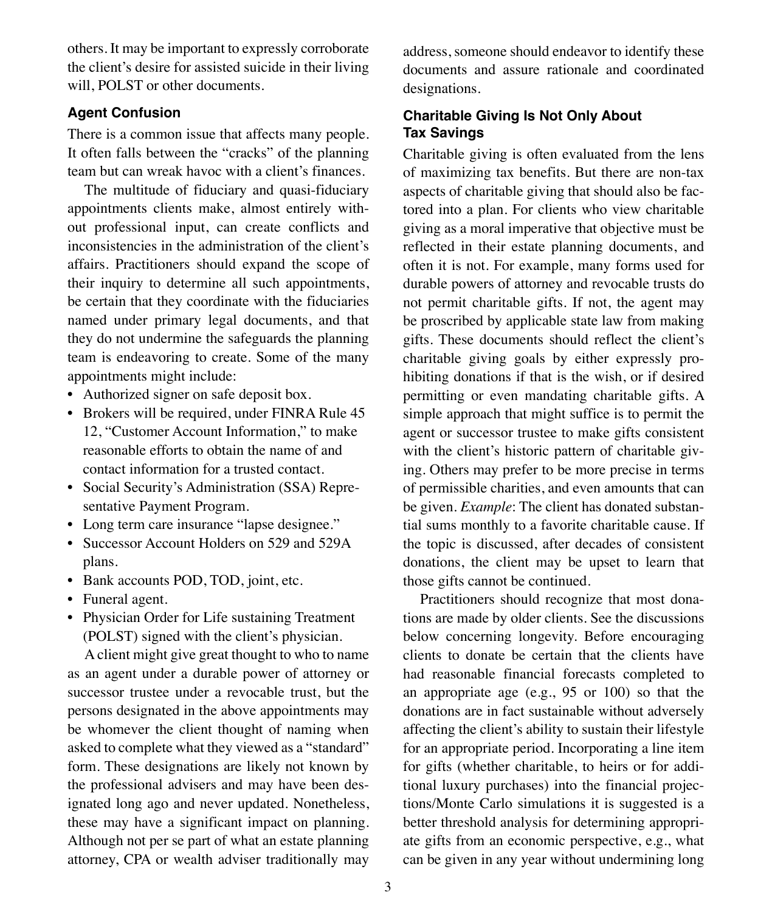others. It may be important to expressly corroborate the client's desire for assisted suicide in their living will, POLST or other documents.

### Agent Confusion

There is a common issue that affects many people. It often falls between the "cracks" of the planning team but can wreak havoc with a client's finances.

The multitude of fiduciary and quasi-fiduciary appointments clients make, almost entirely without professional input, can create conflicts and inconsistencies in the administration of the client's affairs. Practitioners should expand the scope of their inquiry to determine all such appointments, be certain that they coordinate with the fiduciaries named under primary legal documents, and that they do not undermine the safeguards the planning team is endeavoring to create. Some of the many appointments might include:

- Authorized signer on safe deposit box.
- Brokers will be required, under FINRA Rule 45 12, "Customer Account Information," to make reasonable efforts to obtain the name of and contact information for a trusted contact.
- Social Security's Administration (SSA) Representative Payment Program.
- Long term care insurance "lapse designee."
- Successor Account Holders on 529 and 529A plans.
- Bank accounts POD, TOD, joint, etc.
- Funeral agent.
- Physician Order for Life sustaining Treatment (POLST) signed with the client's physician.

A client might give great thought to who to name as an agent under a durable power of attorney or successor trustee under a revocable trust, but the persons designated in the above appointments may be whomever the client thought of naming when asked to complete what they viewed as a "standard" form. These designations are likely not known by the professional advisers and may have been designated long ago and never updated. Nonetheless, these may have a significant impact on planning. Although not per se part of what an estate planning attorney, CPA or wealth adviser traditionally may address, someone should endeavor to identify these documents and assure rationale and coordinated designations.

### Charitable Giving Is Not Only About Tax Savings

Charitable giving is often evaluated from the lens of maximizing tax benefits. But there are non-tax aspects of charitable giving that should also be factored into a plan. For clients who view charitable giving as a moral imperative that objective must be reflected in their estate planning documents, and often it is not. For example, many forms used for durable powers of attorney and revocable trusts do not permit charitable gifts. If not, the agent may be proscribed by applicable state law from making gifts. These documents should reflect the client's charitable giving goals by either expressly prohibiting donations if that is the wish, or if desired permitting or even mandating charitable gifts. A simple approach that might suffice is to permit the agent or successor trustee to make gifts consistent with the client's historic pattern of charitable giving. Others may prefer to be more precise in terms of permissible charities, and even amounts that can be given. *Example*: The client has donated substantial sums monthly to a favorite charitable cause. If the topic is discussed, after decades of consistent donations, the client may be upset to learn that those gifts cannot be continued.

Practitioners should recognize that most donations are made by older clients. See the discussions below concerning longevity. Before encouraging clients to donate be certain that the clients have had reasonable financial forecasts completed to an appropriate age (e.g., 95 or 100) so that the donations are in fact sustainable without adversely affecting the client's ability to sustain their lifestyle for an appropriate period. Incorporating a line item for gifts (whether charitable, to heirs or for additional luxury purchases) into the financial projections/Monte Carlo simulations it is suggested is a better threshold analysis for determining appropriate gifts from an economic perspective, e.g., what can be given in any year without undermining long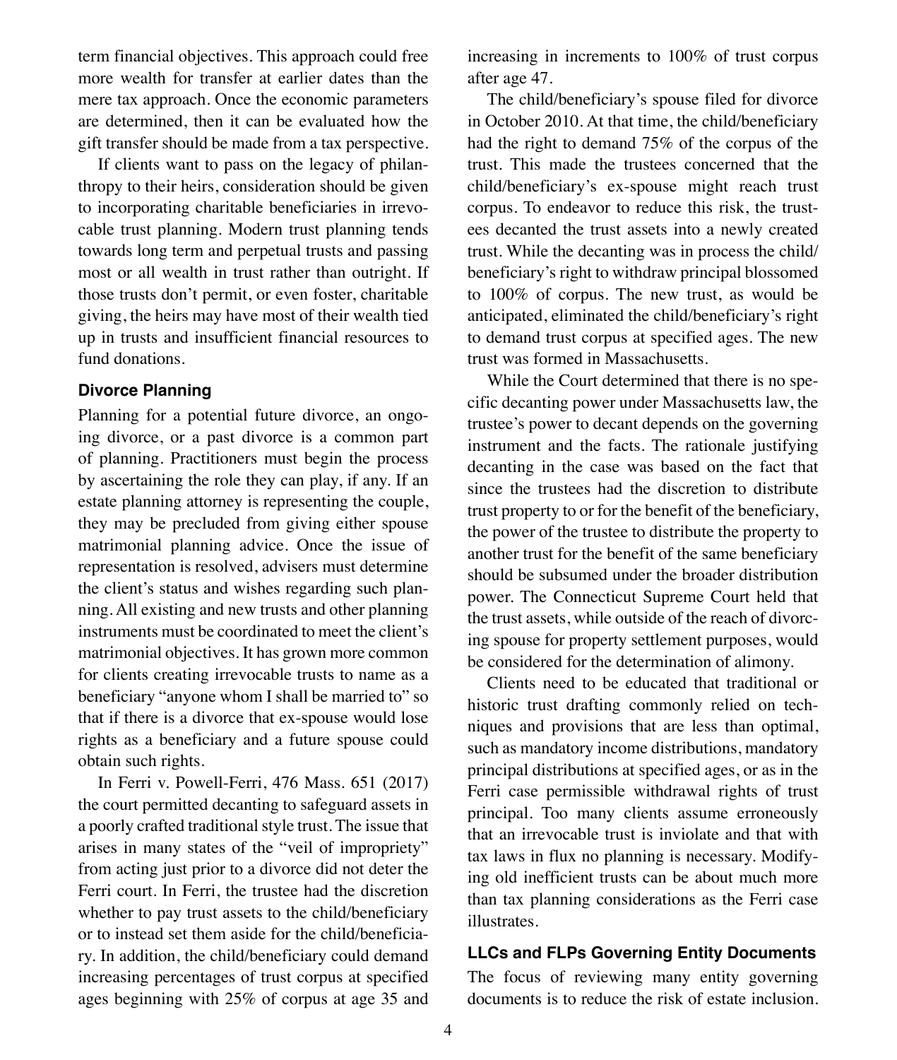term financial objectives. This approach could free more wealth for transfer at earlier dates than the mere tax approach. Once the economic parameters are determined, then it can be evaluated how the gift transfer should be made from a tax perspective.

If clients want to pass on the legacy of philanthropy to their heirs, consideration should be given to incorporating charitable beneficiaries in irrevocable trust planning. Modern trust planning tends towards long term and perpetual trusts and passing most or all wealth in trust rather than outright. If those trusts don't permit, or even foster, charitable giving, the heirs may have most of their wealth tied up in trusts and insufficient financial resources to fund donations.

### Divorce Planning

Planning for a potential future divorce, an ongoing divorce, or a past divorce is a common part of planning. Practitioners must begin the process by ascertaining the role they can play, if any. If an estate planning attorney is representing the couple, they may be precluded from giving either spouse matrimonial planning advice. Once the issue of representation is resolved, advisers must determine the client's status and wishes regarding such planning. All existing and new trusts and other planning instruments must be coordinated to meet the client's matrimonial objectives. It has grown more common for clients creating irrevocable trusts to name as a beneficiary "anyone whom I shall be married to" so that if there is a divorce that ex-spouse would lose rights as a beneficiary and a future spouse could obtain such rights.

In Ferri v. Powell-Ferri, 476 Mass. 651 (2017) the court permitted decanting to safeguard assets in a poorly crafted traditional style trust. The issue that arises in many states of the "veil of impropriety" from acting just prior to a divorce did not deter the Ferri court. In Ferri, the trustee had the discretion whether to pay trust assets to the child/beneficiary or to instead set them aside for the child/beneficiary. In addition, the child/beneficiary could demand increasing percentages of trust corpus at specified ages beginning with 25% of corpus at age 35 and increasing in increments to 100% of trust corpus after age 47.

The child/beneficiary's spouse filed for divorce in October 2010. At that time, the child/beneficiary had the right to demand 75% of the corpus of the trust. This made the trustees concerned that the child/beneficiary's ex-spouse might reach trust corpus. To endeavor to reduce this risk, the trustees decanted the trust assets into a newly created trust. While the decanting was in process the child/beneficiary's right to withdraw principal blossomed to 100% of corpus. The new trust, as would be anticipated, eliminated the child/beneficiary's right to demand trust corpus at specified ages. The new trust was formed in Massachusetts.

While the Court determined that there is no specific decanting power under Massachusetts law, the trustee's power to decant depends on the governing instrument and the facts. The rationale justifying decanting in the case was based on the fact that since the trustees had the discretion to distribute trust property to or for the benefit of the beneficiary, the power of the trustee to distribute the property to another trust for the benefit of the same beneficiary should be subsumed under the broader distribution power. The Connecticut Supreme Court held that the trust assets, while outside of the reach of divorcing spouse for property settlement purposes, would be considered for the determination of alimony.

Clients need to be educated that traditional or historic trust drafting commonly relied on techniques and provisions that are less than optimal, such as mandatory income distributions, mandatory principal distributions at specified ages, or as in the Ferri case permissible withdrawal rights of trust principal. Too many clients assume erroneously that an irrevocable trust is inviolate and that with tax laws in flux no planning is necessary. Modifying old inefficient trusts can be about much more than tax planning considerations as the Ferri case illustrates.

### LLCs and FLPs Governing Entity Documents

The focus of reviewing many entity governing documents is to reduce the risk of estate inclusion.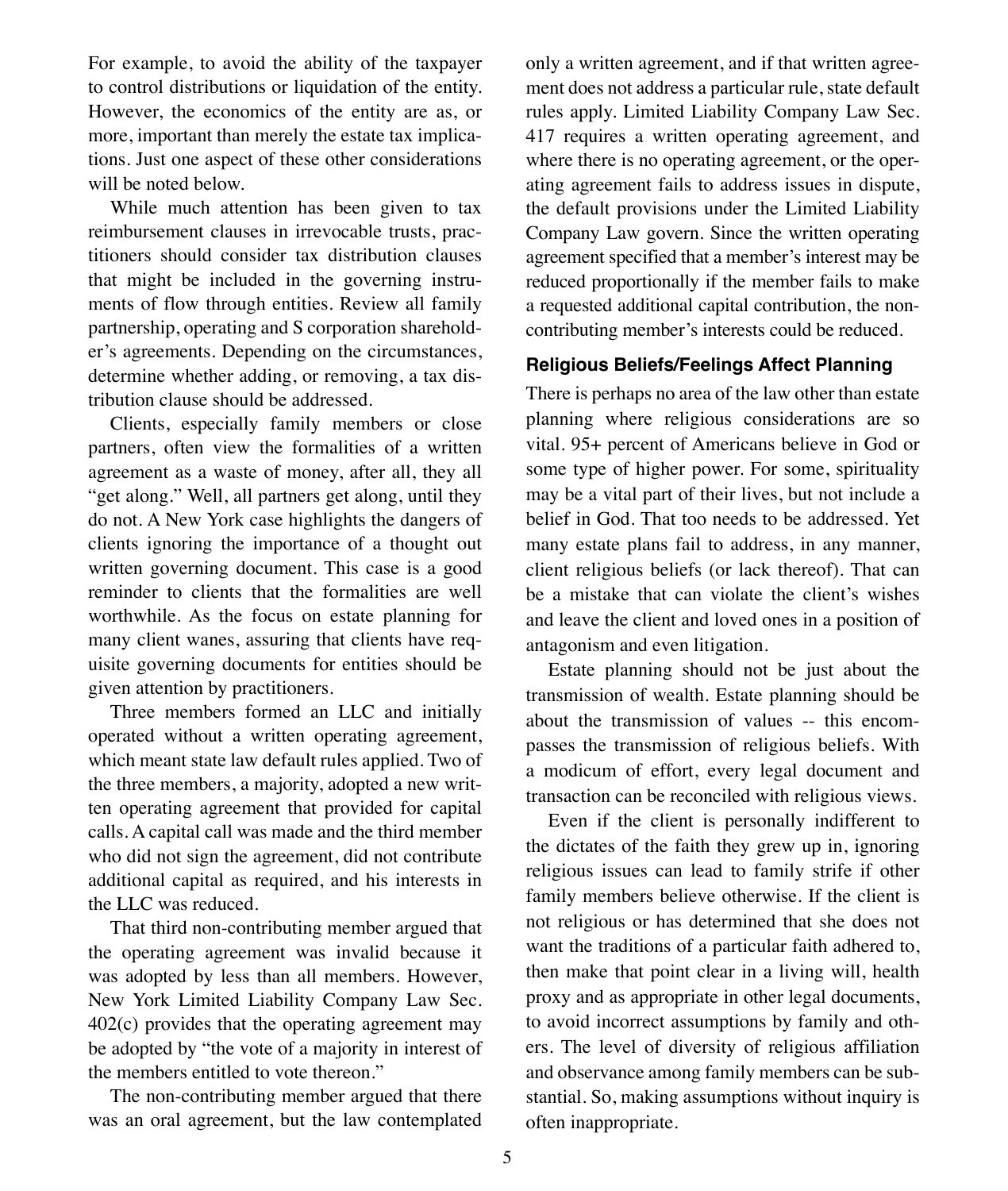For example, to avoid the ability of the taxpayer to control distributions or liquidation of the entity. However, the economics of the entity are as, or more, important than merely the estate tax implications. Just one aspect of these other considerations will be noted below.

While much attention has been given to tax reimbursement clauses in irrevocable trusts, practitioners should consider tax distribution clauses that might be included in the governing instruments of flow through entities. Review all family partnership, operating and S corporation shareholder's agreements. Depending on the circumstances, determine whether adding, or removing, a tax distribution clause should be addressed.

Clients, especially family members or close partners, often view the formalities of a written agreement as a waste of money, after all, they all "get along." Well, all partners get along, until they do not. A New York case highlights the dangers of clients ignoring the importance of a thought out written governing document. This case is a good reminder to clients that the formalities are well worthwhile. As the focus on estate planning for many client wanes, assuring that clients have requisite governing documents for entities should be given attention by practitioners.

Three members formed an LLC and initially operated without a written operating agreement, which meant state law default rules applied. Two of the three members, a majority, adopted a new written operating agreement that provided for capital calls. A capital call was made and the third member who did not sign the agreement, did not contribute additional capital as required, and his interests in the LLC was reduced.

That third non-contributing member argued that the operating agreement was invalid because it was adopted by less than all members. However, New York Limited Liability Company Law Sec. 402(c) provides that the operating agreement may be adopted by "the vote of a majority in interest of the members entitled to vote thereon."

The non-contributing member argued that there was an oral agreement, but the law contemplated only a written agreement, and if that written agreement does not address a particular rule, state default rules apply. Limited Liability Company Law Sec. 417 requires a written operating agreement, and where there is no operating agreement, or the operating agreement fails to address issues in dispute, the default provisions under the Limited Liability Company Law govern. Since the written operating agreement specified that a member's interest may be reduced proportionally if the member fails to make a requested additional capital contribution, the non-contributing member's interests could be reduced.

### Religious Beliefs/Feelings Affect Planning

There is perhaps no area of the law other than estate planning where religious considerations are so vital. 95+ percent of Americans believe in God or some type of higher power. For some, spirituality may be a vital part of their lives, but not include a belief in God. That too needs to be addressed. Yet many estate plans fail to address, in any manner, client religious beliefs (or lack thereof). That can be a mistake that can violate the client's wishes and leave the client and loved ones in a position of antagonism and even litigation.

Estate planning should not be just about the transmission of wealth. Estate planning should be about the transmission of values -- this encompasses the transmission of religious beliefs. With a modicum of effort, every legal document and transaction can be reconciled with religious views.

Even if the client is personally indifferent to the dictates of the faith they grew up in, ignoring religious issues can lead to family strife if other family members believe otherwise. If the client is not religious or has determined that she does not want the traditions of a particular faith adhered to, then make that point clear in a living will, health proxy and as appropriate in other legal documents, to avoid incorrect assumptions by family and others. The level of diversity of religious affiliation and observance among family members can be substantial. So, making assumptions without inquiry is often inappropriate.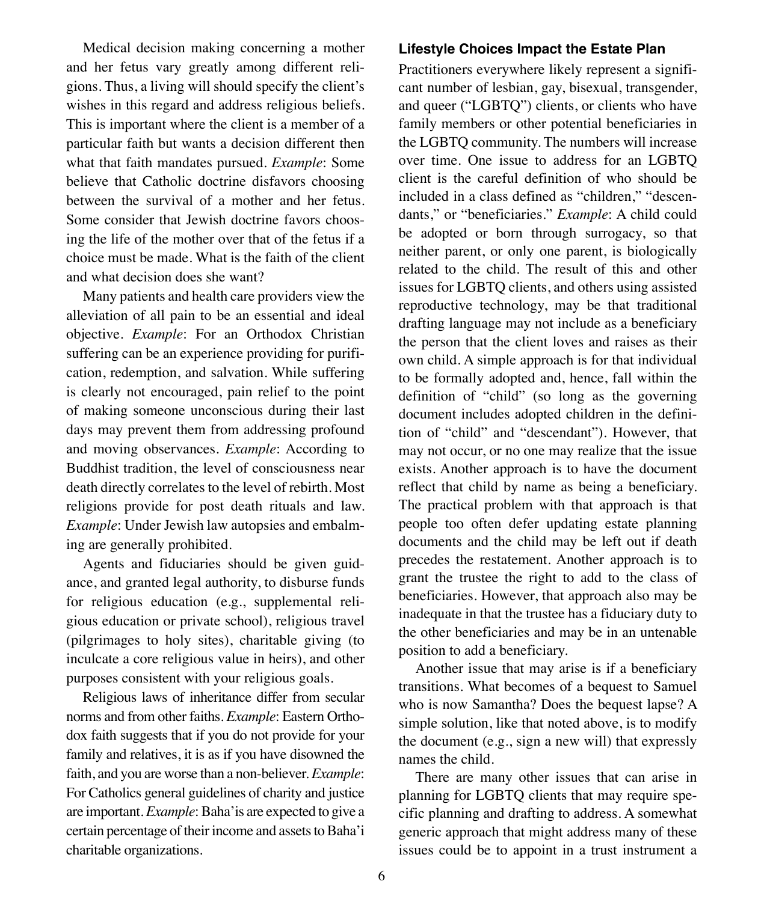Medical decision making concerning a mother and her fetus vary greatly among different religions. Thus, a living will should specify the client's wishes in this regard and address religious beliefs. This is important where the client is a member of a particular faith but wants a decision different then what that faith mandates pursued. *Example*: Some believe that Catholic doctrine disfavors choosing between the survival of a mother and her fetus. Some consider that Jewish doctrine favors choosing the life of the mother over that of the fetus if a choice must be made. What is the faith of the client and what decision does she want?

Many patients and health care providers view the alleviation of all pain to be an essential and ideal objective. *Example*: For an Orthodox Christian suffering can be an experience providing for purification, redemption, and salvation. While suffering is clearly not encouraged, pain relief to the point of making someone unconscious during their last days may prevent them from addressing profound and moving observances. *Example*: According to Buddhist tradition, the level of consciousness near death directly correlates to the level of rebirth. Most religions provide for post death rituals and law. *Example*: Under Jewish law autopsies and embalming are generally prohibited.

Agents and fiduciaries should be given guidance, and granted legal authority, to disburse funds for religious education (e.g., supplemental religious education or private school), religious travel (pilgrimages to holy sites), charitable giving (to inculcate a core religious value in heirs), and other purposes consistent with your religious goals.

Religious laws of inheritance differ from secular norms and from other faiths. *Example*: Eastern Orthodox faith suggests that if you do not provide for your family and relatives, it is as if you have disowned the faith, and you are worse than a non-believer. *Example*: For Catholics general guidelines of charity and justice are important. *Example*: Baha'is are expected to give a certain percentage of their income and assets to Baha'i charitable organizations.

**Lifestyle Choices Impact the Estate Plan**

Practitioners everywhere likely represent a significant number of lesbian, gay, bisexual, transgender, and queer ("LGBTQ") clients, or clients who have family members or other potential beneficiaries in the LGBTQ community. The numbers will increase over time. One issue to address for an LGBTQ client is the careful definition of who should be included in a class defined as "children," "descendants," or "beneficiaries." *Example*: A child could be adopted or born through surrogacy, so that neither parent, or only one parent, is biologically related to the child. The result of this and other issues for LGBTQ clients, and others using assisted reproductive technology, may be that traditional drafting language may not include as a beneficiary the person that the client loves and raises as their own child. A simple approach is for that individual to be formally adopted and, hence, fall within the definition of "child" (so long as the governing document includes adopted children in the definition of "child" and "descendant"). However, that may not occur, or no one may realize that the issue exists. Another approach is to have the document reflect that child by name as being a beneficiary. The practical problem with that approach is that people too often defer updating estate planning documents and the child may be left out if death precedes the restatement. Another approach is to grant the trustee the right to add to the class of beneficiaries. However, that approach also may be inadequate in that the trustee has a fiduciary duty to the other beneficiaries and may be in an untenable position to add a beneficiary.

Another issue that may arise is if a beneficiary transitions. What becomes of a bequest to Samuel who is now Samantha? Does the bequest lapse? A simple solution, like that noted above, is to modify the document (e.g., sign a new will) that expressly names the child.

There are many other issues that can arise in planning for LGBTQ clients that may require specific planning and drafting to address. A somewhat generic approach that might address many of these issues could be to appoint in a trust instrument a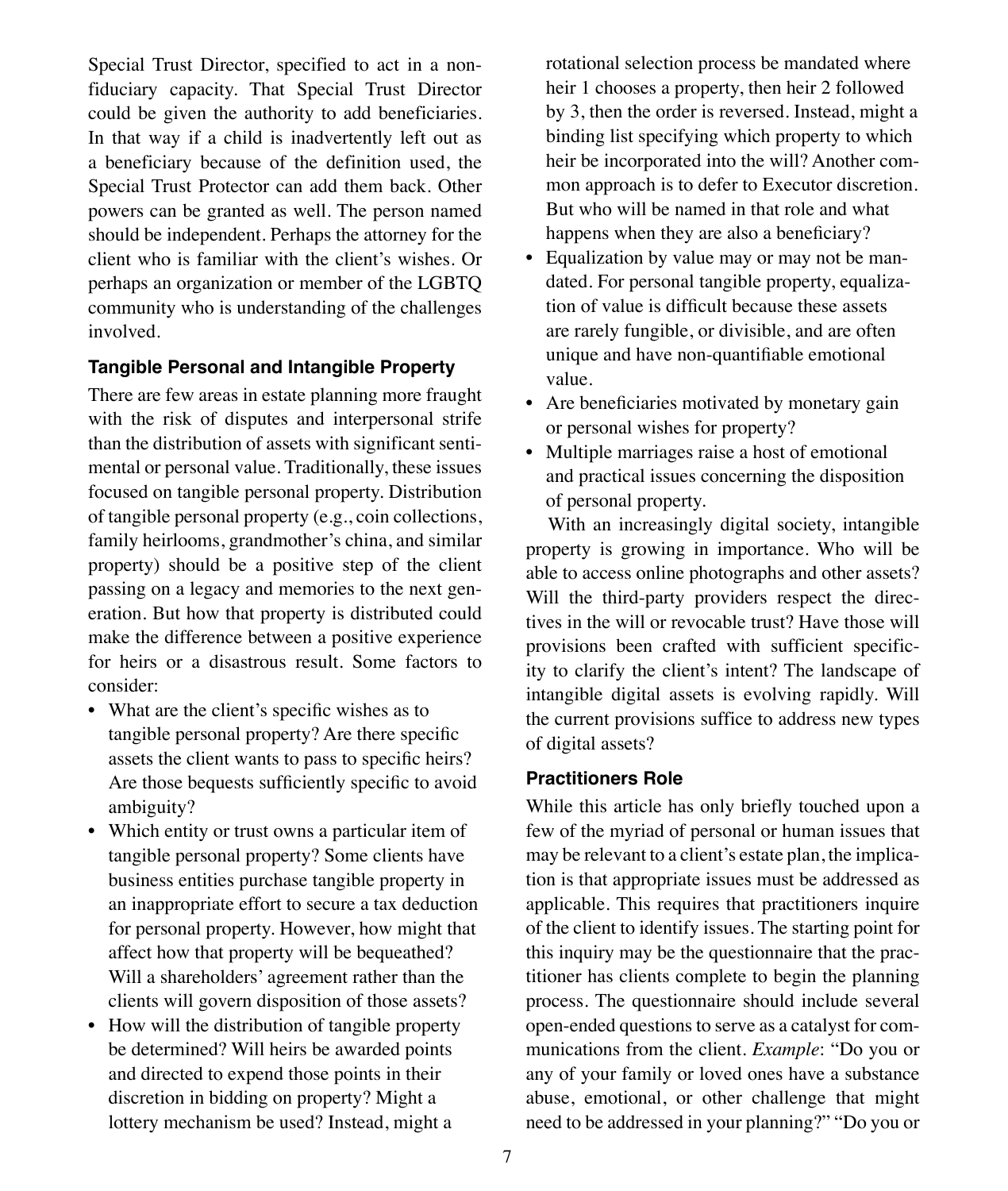Special Trust Director, specified to act in a non-fiduciary capacity. That Special Trust Director could be given the authority to add beneficiaries. In that way if a child is inadvertently left out as a beneficiary because of the definition used, the Special Trust Protector can add them back. Other powers can be granted as well. The person named should be independent. Perhaps the attorney for the client who is familiar with the client's wishes. Or perhaps an organization or member of the LGBTQ community who is understanding of the challenges involved.

### Tangible Personal and Intangible Property

There are few areas in estate planning more fraught with the risk of disputes and interpersonal strife than the distribution of assets with significant sentimental or personal value. Traditionally, these issues focused on tangible personal property. Distribution of tangible personal property (e.g., coin collections, family heirlooms, grandmother's china, and similar property) should be a positive step of the client passing on a legacy and memories to the next generation. But how that property is distributed could make the difference between a positive experience for heirs or a disastrous result. Some factors to consider:

- What are the client's specific wishes as to tangible personal property? Are there specific assets the client wants to pass to specific heirs? Are those bequests sufficiently specific to avoid ambiguity?
- Which entity or trust owns a particular item of tangible personal property? Some clients have business entities purchase tangible property in an inappropriate effort to secure a tax deduction for personal property. However, how might that affect how that property will be bequeathed? Will a shareholders' agreement rather than the clients will govern disposition of those assets?
- How will the distribution of tangible property be determined? Will heirs be awarded points and directed to expend those points in their discretion in bidding on property? Might a lottery mechanism be used? Instead, might a rotational selection process be mandated where heir 1 chooses a property, then heir 2 followed by 3, then the order is reversed. Instead, might a binding list specifying which property to which heir be incorporated into the will? Another common approach is to defer to Executor discretion. But who will be named in that role and what happens when they are also a beneficiary?
- Equalization by value may or may not be mandated. For personal tangible property, equalization of value is difficult because these assets are rarely fungible, or divisible, and are often unique and have non-quantifiable emotional value.
- Are beneficiaries motivated by monetary gain or personal wishes for property?
- Multiple marriages raise a host of emotional and practical issues concerning the disposition of personal property.

With an increasingly digital society, intangible property is growing in importance. Who will be able to access online photographs and other assets? Will the third-party providers respect the directives in the will or revocable trust? Have those will provisions been crafted with sufficient specificity to clarify the client's intent? The landscape of intangible digital assets is evolving rapidly. Will the current provisions suffice to address new types of digital assets?

### Practitioners Role

While this article has only briefly touched upon a few of the myriad of personal or human issues that may be relevant to a client's estate plan, the implication is that appropriate issues must be addressed as applicable. This requires that practitioners inquire of the client to identify issues. The starting point for this inquiry may be the questionnaire that the practitioner has clients complete to begin the planning process. The questionnaire should include several open-ended questions to serve as a catalyst for communications from the client. *Example*: "Do you or any of your family or loved ones have a substance abuse, emotional, or other challenge that might need to be addressed in your planning?" "Do you or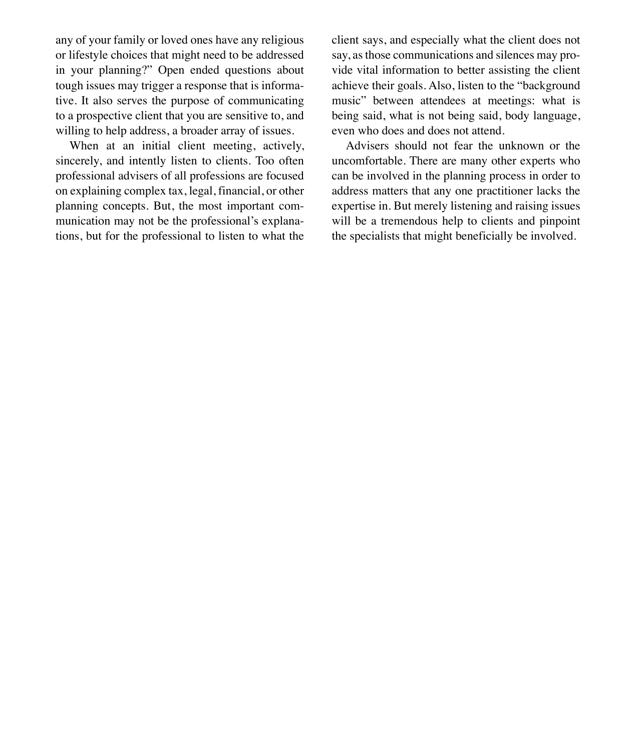any of your family or loved ones have any religious or lifestyle choices that might need to be addressed in your planning?" Open ended questions about tough issues may trigger a response that is informative. It also serves the purpose of communicating to a prospective client that you are sensitive to, and willing to help address, a broader array of issues.

When at an initial client meeting, actively, sincerely, and intently listen to clients. Too often professional advisers of all professions are focused on explaining complex tax, legal, financial, or other planning concepts. But, the most important communication may not be the professional's explanations, but for the professional to listen to what the client says, and especially what the client does not say, as those communications and silences may provide vital information to better assisting the client achieve their goals. Also, listen to the "background music" between attendees at meetings: what is being said, what is not being said, body language, even who does and does not attend.

Advisers should not fear the unknown or the uncomfortable. There are many other experts who can be involved in the planning process in order to address matters that any one practitioner lacks the expertise in. But merely listening and raising issues will be a tremendous help to clients and pinpoint the specialists that might beneficially be involved.